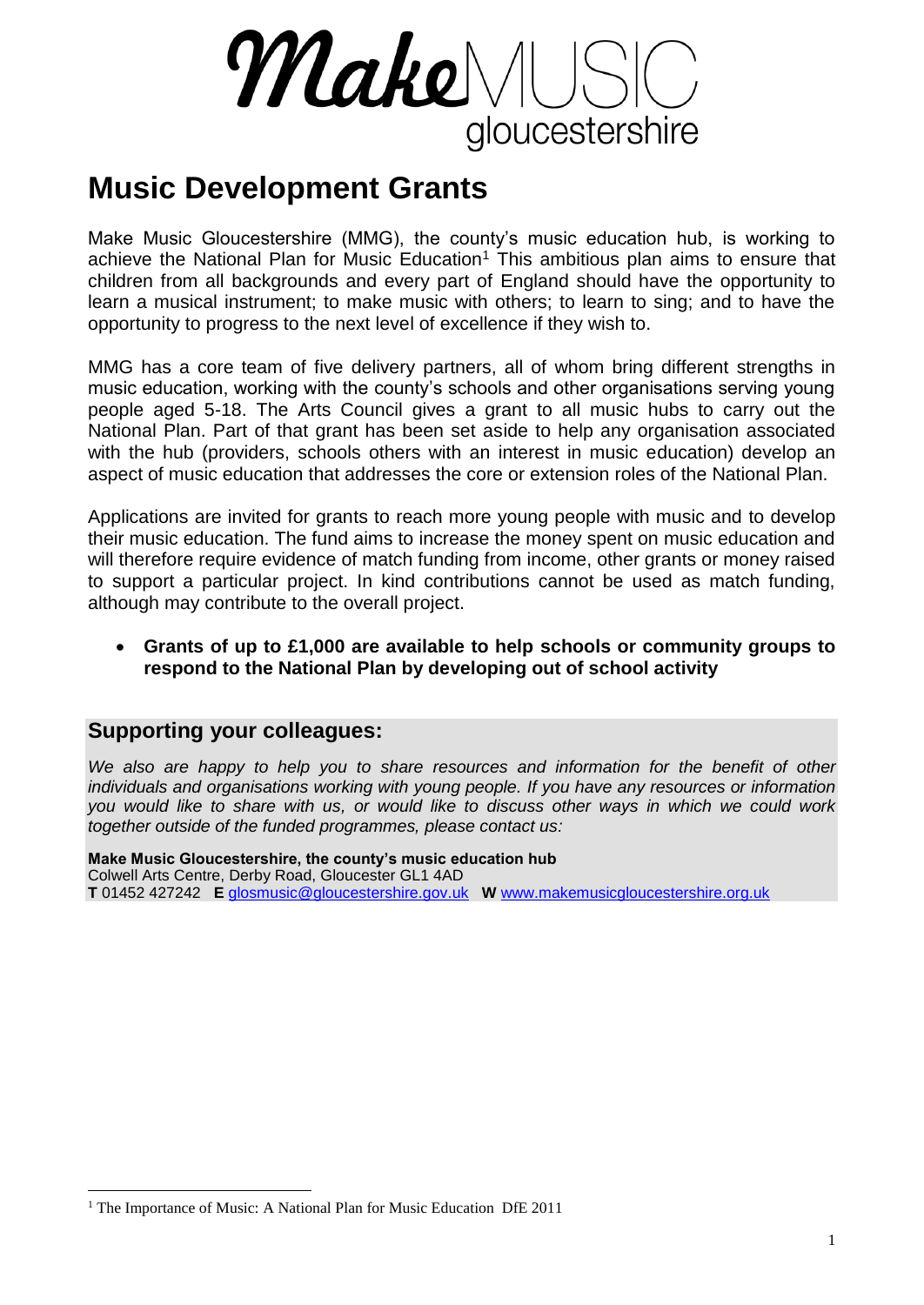# Make MUSIC gloucestershire

## Music Development Grants

Make Music Gloucestershire (MMG), the county's music education hub, is working to achieve the National Plan for Music Education[1] This ambitious plan aims to ensure that children from all backgrounds and every part of England should have the opportunity to learn a musical instrument; to make music with others; to learn to sing; and to have the opportunity to progress to the next level of excellence if they wish to.

MMG has a core team of five delivery partners, all of whom bring different strengths in music education, working with the county's schools and other organisations serving young people aged 5-18. The Arts Council gives a grant to all music hubs to carry out the National Plan. Part of that grant has been set aside to help any organisation associated with the hub (providers, schools others with an interest in music education) develop an aspect of music education that addresses the core or extension roles of the National Plan.

Applications are invited for grants to reach more young people with music and to develop their music education. The fund aims to increase the money spent on music education and will therefore require evidence of match funding from income, other grants or money raised to support a particular project. In kind contributions cannot be used as match funding, although may contribute to the overall project.

- **Grants of up to £1,000 are available to help schools or community groups to respond to the National Plan by developing out of school activity**

### Supporting your colleagues:

*We also are happy to help you to share resources and information for the benefit of other individuals and organisations working with young people. If you have any resources or information you would like to share with us, or would like to discuss other ways in which we could work together outside of the funded programmes, please contact us:*

**Make Music Gloucestershire, the county's music education hub**
Colwell Arts Centre, Derby Road, Gloucester GL1 4AD
**T** 01452 427242 **E** glosmusic@gloucestershire.gov.uk **W** www.makemusicgloucestershire.org.uk

[1] The Importance of Music: A National Plan for Music Education DfE 2011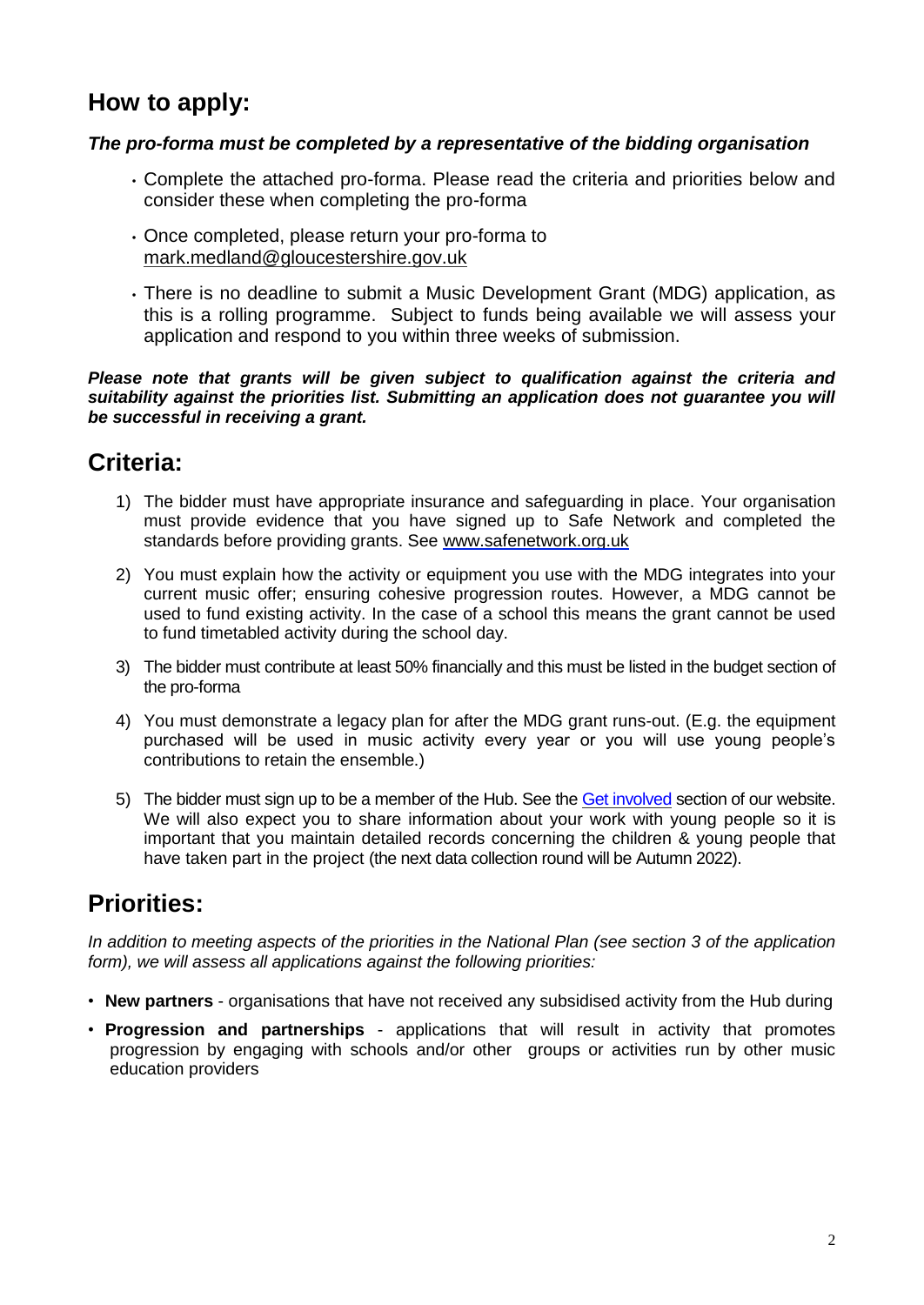## How to apply:

***The pro-forma must be completed by a representative of the bidding organisation***

- Complete the attached pro-forma. Please read the criteria and priorities below and consider these when completing the pro-forma
- Once completed, please return your pro-forma to mark.medland@gloucestershire.gov.uk
- There is no deadline to submit a Music Development Grant (MDG) application, as this is a rolling programme. Subject to funds being available we will assess your application and respond to you within three weeks of submission.

***Please note that grants will be given subject to qualification against the criteria and suitability against the priorities list. Submitting an application does not guarantee you will be successful in receiving a grant.***

## Criteria:

1) The bidder must have appropriate insurance and safeguarding in place. Your organisation must provide evidence that you have signed up to Safe Network and completed the standards before providing grants. See www.safenetwork.org.uk
2) You must explain how the activity or equipment you use with the MDG integrates into your current music offer; ensuring cohesive progression routes. However, a MDG cannot be used to fund existing activity. In the case of a school this means the grant cannot be used to fund timetabled activity during the school day.
3) The bidder must contribute at least 50% financially and this must be listed in the budget section of the pro-forma
4) You must demonstrate a legacy plan for after the MDG grant runs-out. (E.g. the equipment purchased will be used in music activity every year or you will use young people's contributions to retain the ensemble.)
5) The bidder must sign up to be a member of the Hub. See the Get involved section of our website. We will also expect you to share information about your work with young people so it is important that you maintain detailed records concerning the children & young people that have taken part in the project (the next data collection round will be Autumn 2022).

## Priorities:

*In addition to meeting aspects of the priorities in the National Plan (see section 3 of the application form), we will assess all applications against the following priorities:*

- **New partners** - organisations that have not received any subsidised activity from the Hub during
- **Progression and partnerships** - applications that will result in activity that promotes progression by engaging with schools and/or other groups or activities run by other music education providers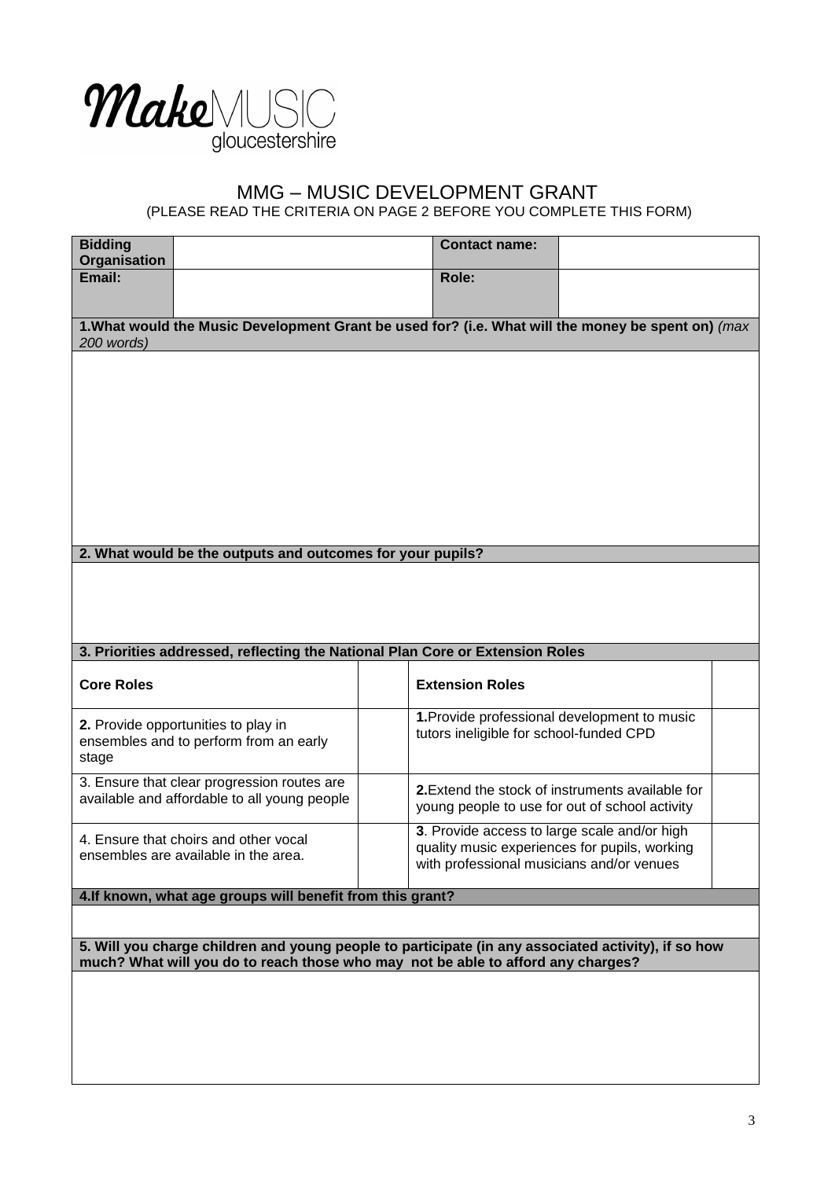**Make**MUSIC gloucestershire

# MMG – MUSIC DEVELOPMENT GRANT

(PLEASE READ THE CRITERIA ON PAGE 2 BEFORE YOU COMPLETE THIS FORM)

| **Bidding Organisation** | | **Contact name:** | |
|---|---|---|---|
| **Email:** | | **Role:** | |

**1. What would the Music Development Grant be used for? (i.e. What will the money be spent on)** *(max 200 words)*

**2. What would be the outputs and outcomes for your pupils?**

**3. Priorities addressed, reflecting the National Plan Core or Extension Roles**

| **Core Roles** | | **Extension Roles** | |
|---|---|---|---|
| **2.** Provide opportunities to play in ensembles and to perform from an early stage | | **1.** Provide professional development to music tutors ineligible for school-funded CPD | |
| 3. Ensure that clear progression routes are available and affordable to all young people | | **2.** Extend the stock of instruments available for young people to use for out of school activity | |
| 4. Ensure that choirs and other vocal ensembles are available in the area. | | **3**. Provide access to large scale and/or high quality music experiences for pupils, working with professional musicians and/or venues | |

**4. If known, what age groups will benefit from this grant?**

**5. Will you charge children and young people to participate (in any associated activity), if so how much? What will you do to reach those who may not be able to afford any charges?**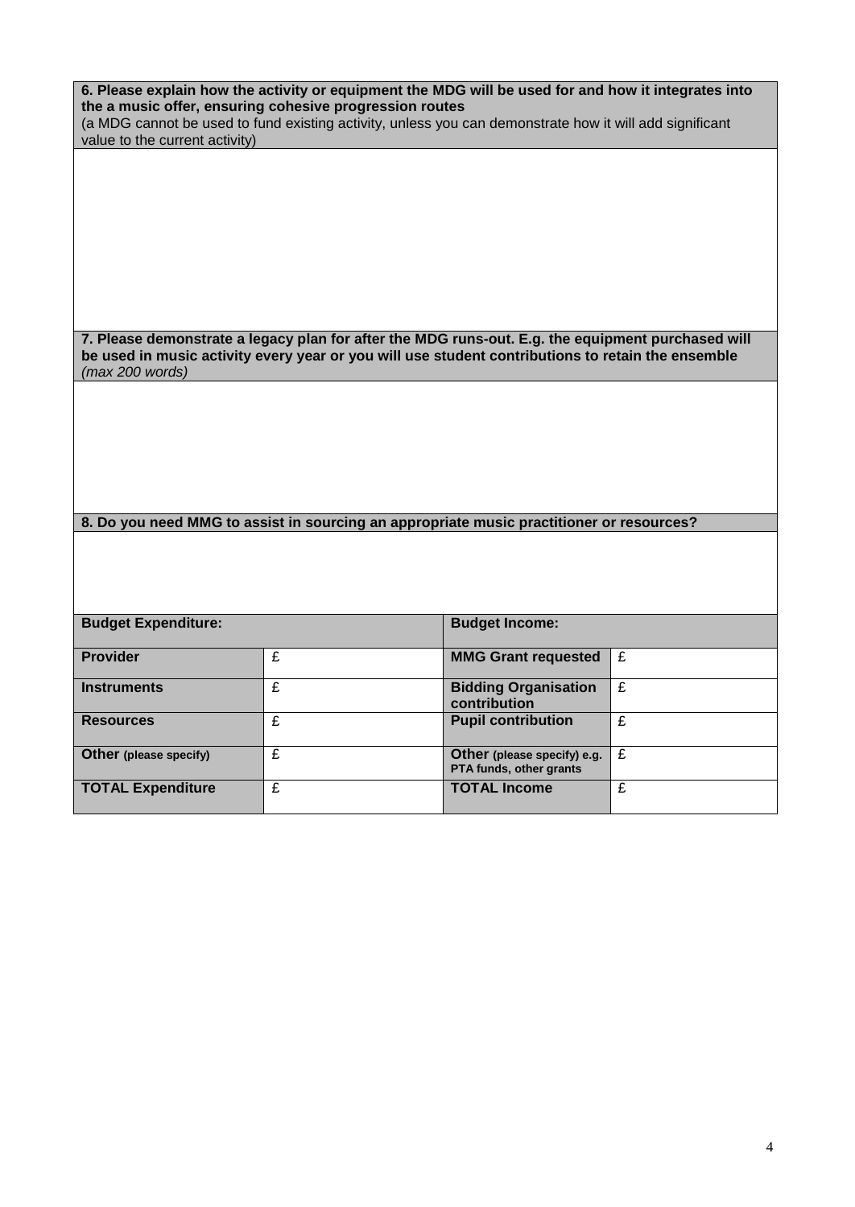**6. Please explain how the activity or equipment the MDG will be used for and how it integrates into the a music offer, ensuring cohesive progression routes**
(a MDG cannot be used to fund existing activity, unless you can demonstrate how it will add significant value to the current activity)

**7. Please demonstrate a legacy plan for after the MDG runs-out. E.g. the equipment purchased will be used in music activity every year or you will use student contributions to retain the ensemble** *(max 200 words)*

**8. Do you need MMG to assist in sourcing an appropriate music practitioner or resources?**

| **Budget Expenditure:** | | **Budget Income:** | |
|---|---|---|---|
| **Provider** | £ | **MMG Grant requested** | £ |
| **Instruments** | £ | **Bidding Organisation contribution** | £ |
| **Resources** | £ | **Pupil contribution** | £ |
| **Other** (please specify) | £ | **Other** (please specify) e.g. PTA funds, other grants | £ |
| **TOTAL Expenditure** | £ | **TOTAL Income** | £ |